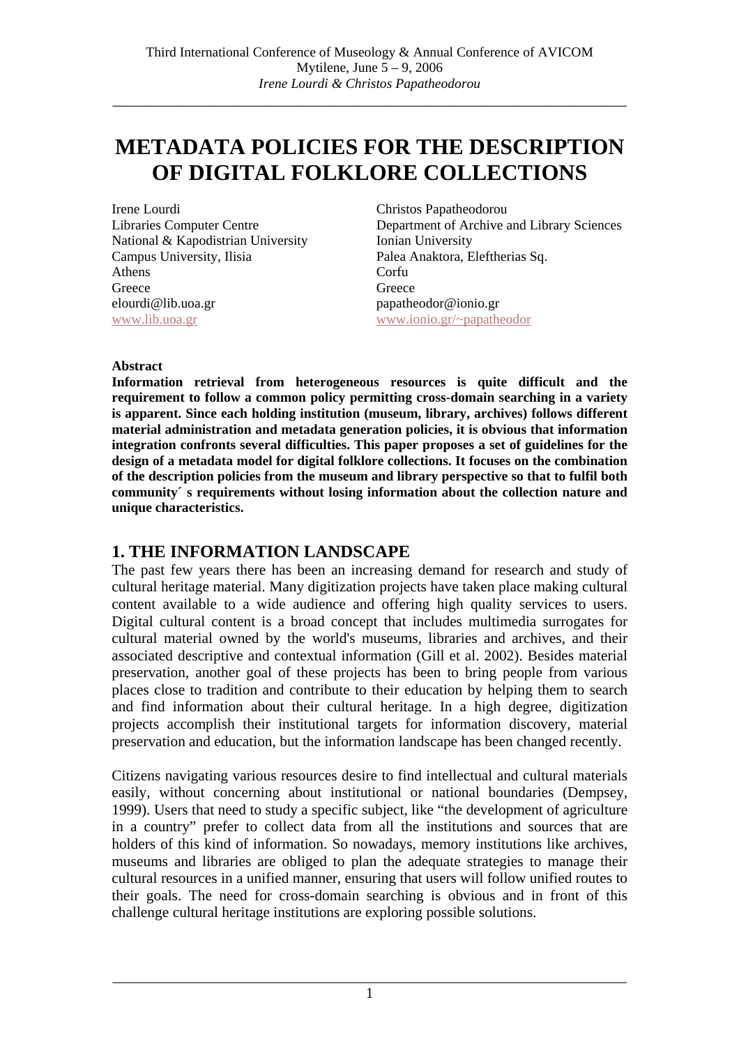# METADATA POLICIES FOR THE DESCRIPTION OF DIGITAL FOLKLORE COLLECTIONS

Irene Lourdi
Libraries Computer Centre
National & Kapodistrian University
Campus University, Ilisia
Athens
Greece
elourdi@lib.uoa.gr
www.lib.uoa.gr

Christos Papatheodorou
Department of Archive and Library Sciences
Ionian University
Palea Anaktora, Eleftherias Sq.
Corfu
Greece
papatheodor@ionio.gr
www.ionio.gr/~papatheodor

**Abstract**

**Information retrieval from heterogeneous resources is quite difficult and the requirement to follow a common policy permitting cross-domain searching in a variety is apparent. Since each holding institution (museum, library, archives) follows different material administration and metadata generation policies, it is obvious that information integration confronts several difficulties. This paper proposes a set of guidelines for the design of a metadata model for digital folklore collections. It focuses on the combination of the description policies from the museum and library perspective so that to fulfil both community´ s requirements without losing information about the collection nature and unique characteristics.**

## 1. THE INFORMATION LANDSCAPE

The past few years there has been an increasing demand for research and study of cultural heritage material. Many digitization projects have taken place making cultural content available to a wide audience and offering high quality services to users. Digital cultural content is a broad concept that includes multimedia surrogates for cultural material owned by the world's museums, libraries and archives, and their associated descriptive and contextual information (Gill et al. 2002). Besides material preservation, another goal of these projects has been to bring people from various places close to tradition and contribute to their education by helping them to search and find information about their cultural heritage. In a high degree, digitization projects accomplish their institutional targets for information discovery, material preservation and education, but the information landscape has been changed recently.

Citizens navigating various resources desire to find intellectual and cultural materials easily, without concerning about institutional or national boundaries (Dempsey, 1999). Users that need to study a specific subject, like "the development of agriculture in a country" prefer to collect data from all the institutions and sources that are holders of this kind of information. So nowadays, memory institutions like archives, museums and libraries are obliged to plan the adequate strategies to manage their cultural resources in a unified manner, ensuring that users will follow unified routes to their goals. The need for cross-domain searching is obvious and in front of this challenge cultural heritage institutions are exploring possible solutions.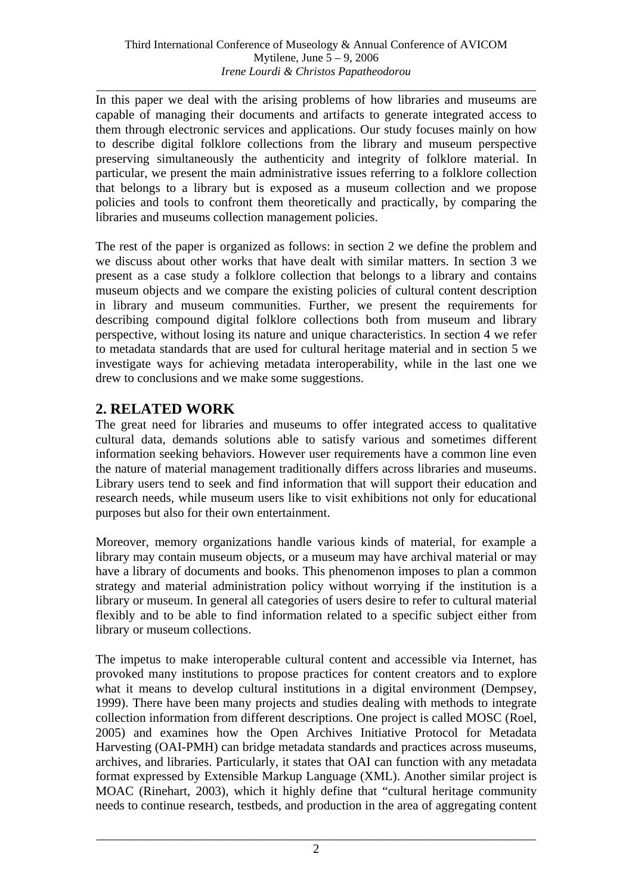In this paper we deal with the arising problems of how libraries and museums are capable of managing their documents and artifacts to generate integrated access to them through electronic services and applications. Our study focuses mainly on how to describe digital folklore collections from the library and museum perspective preserving simultaneously the authenticity and integrity of folklore material. In particular, we present the main administrative issues referring to a folklore collection that belongs to a library but is exposed as a museum collection and we propose policies and tools to confront them theoretically and practically, by comparing the libraries and museums collection management policies.

The rest of the paper is organized as follows: in section 2 we define the problem and we discuss about other works that have dealt with similar matters. In section 3 we present as a case study a folklore collection that belongs to a library and contains museum objects and we compare the existing policies of cultural content description in library and museum communities. Further, we present the requirements for describing compound digital folklore collections both from museum and library perspective, without losing its nature and unique characteristics. In section 4 we refer to metadata standards that are used for cultural heritage material and in section 5 we investigate ways for achieving metadata interoperability, while in the last one we drew to conclusions and we make some suggestions.

## 2. RELATED WORK

The great need for libraries and museums to offer integrated access to qualitative cultural data, demands solutions able to satisfy various and sometimes different information seeking behaviors. However user requirements have a common line even the nature of material management traditionally differs across libraries and museums. Library users tend to seek and find information that will support their education and research needs, while museum users like to visit exhibitions not only for educational purposes but also for their own entertainment.

Moreover, memory organizations handle various kinds of material, for example a library may contain museum objects, or a museum may have archival material or may have a library of documents and books. This phenomenon imposes to plan a common strategy and material administration policy without worrying if the institution is a library or museum. In general all categories of users desire to refer to cultural material flexibly and to be able to find information related to a specific subject either from library or museum collections.

The impetus to make interoperable cultural content and accessible via Internet, has provoked many institutions to propose practices for content creators and to explore what it means to develop cultural institutions in a digital environment (Dempsey, 1999). There have been many projects and studies dealing with methods to integrate collection information from different descriptions. One project is called MOSC (Roel, 2005) and examines how the Open Archives Initiative Protocol for Metadata Harvesting (OAI-PMH) can bridge metadata standards and practices across museums, archives, and libraries. Particularly, it states that OAI can function with any metadata format expressed by Extensible Markup Language (XML). Another similar project is MOAC (Rinehart, 2003), which it highly define that "cultural heritage community needs to continue research, testbeds, and production in the area of aggregating content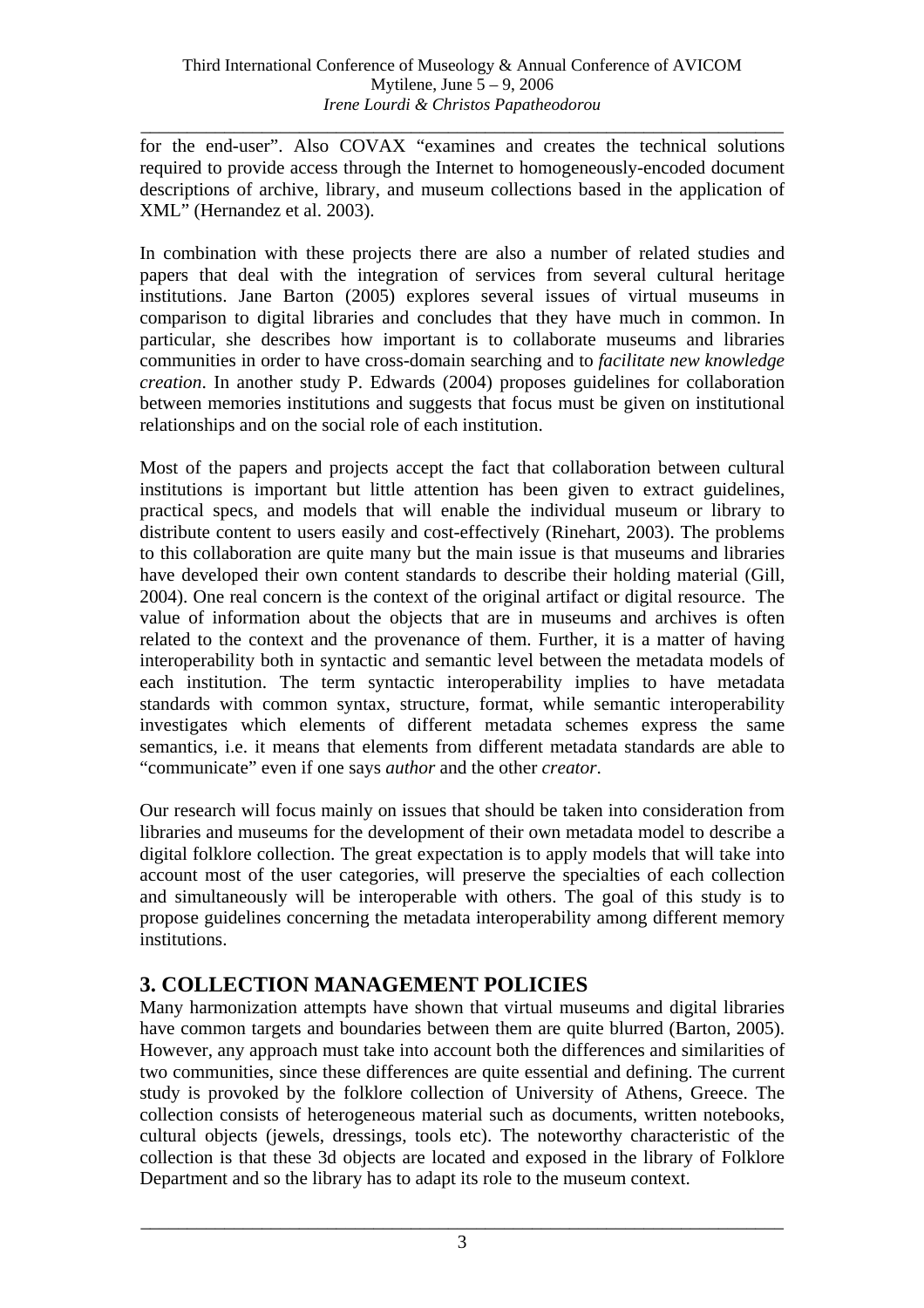for the end-user". Also COVAX "examines and creates the technical solutions required to provide access through the Internet to homogeneously-encoded document descriptions of archive, library, and museum collections based in the application of XML" (Hernandez et al. 2003).

In combination with these projects there are also a number of related studies and papers that deal with the integration of services from several cultural heritage institutions. Jane Barton (2005) explores several issues of virtual museums in comparison to digital libraries and concludes that they have much in common. In particular, she describes how important is to collaborate museums and libraries communities in order to have cross-domain searching and to *facilitate new knowledge creation*. In another study P. Edwards (2004) proposes guidelines for collaboration between memories institutions and suggests that focus must be given on institutional relationships and on the social role of each institution.

Most of the papers and projects accept the fact that collaboration between cultural institutions is important but little attention has been given to extract guidelines, practical specs, and models that will enable the individual museum or library to distribute content to users easily and cost-effectively (Rinehart, 2003). The problems to this collaboration are quite many but the main issue is that museums and libraries have developed their own content standards to describe their holding material (Gill, 2004). One real concern is the context of the original artifact or digital resource. The value of information about the objects that are in museums and archives is often related to the context and the provenance of them. Further, it is a matter of having interoperability both in syntactic and semantic level between the metadata models of each institution. The term syntactic interoperability implies to have metadata standards with common syntax, structure, format, while semantic interoperability investigates which elements of different metadata schemes express the same semantics, i.e. it means that elements from different metadata standards are able to "communicate" even if one says *author* and the other *creator*.

Our research will focus mainly on issues that should be taken into consideration from libraries and museums for the development of their own metadata model to describe a digital folklore collection. The great expectation is to apply models that will take into account most of the user categories, will preserve the specialties of each collection and simultaneously will be interoperable with others. The goal of this study is to propose guidelines concerning the metadata interoperability among different memory institutions.

## 3. COLLECTION MANAGEMENT POLICIES

Many harmonization attempts have shown that virtual museums and digital libraries have common targets and boundaries between them are quite blurred (Barton, 2005). However, any approach must take into account both the differences and similarities of two communities, since these differences are quite essential and defining. The current study is provoked by the folklore collection of University of Athens, Greece. The collection consists of heterogeneous material such as documents, written notebooks, cultural objects (jewels, dressings, tools etc). The noteworthy characteristic of the collection is that these 3d objects are located and exposed in the library of Folklore Department and so the library has to adapt its role to the museum context.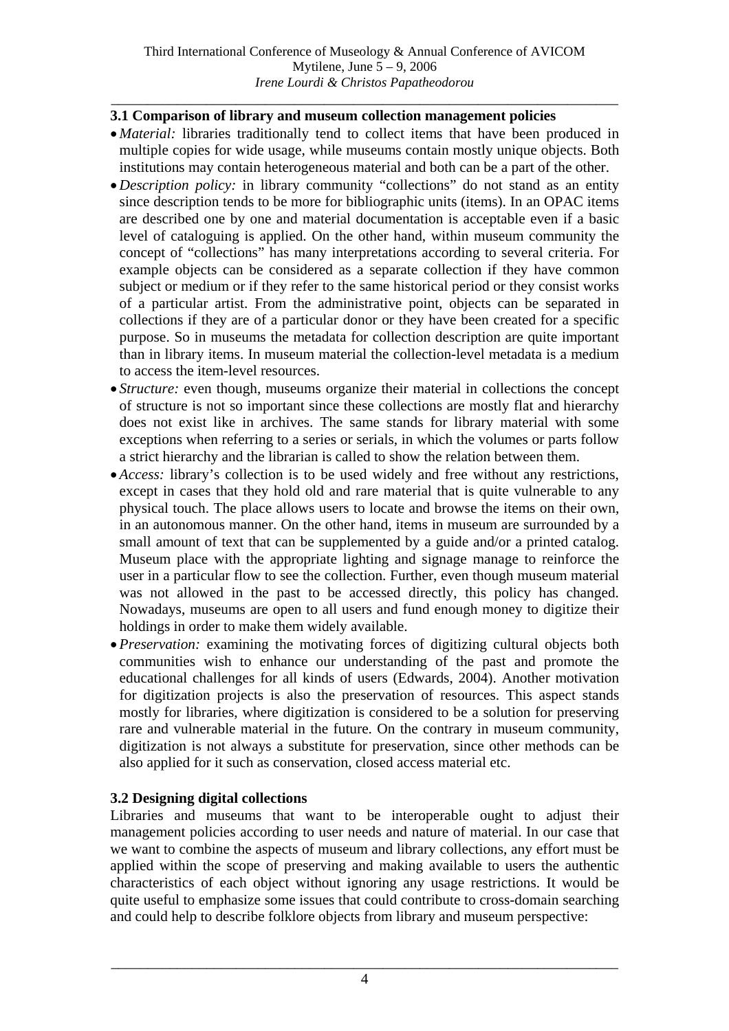### 3.1 Comparison of library and museum collection management policies

- *Material:* libraries traditionally tend to collect items that have been produced in multiple copies for wide usage, while museums contain mostly unique objects. Both institutions may contain heterogeneous material and both can be a part of the other.
- *Description policy:* in library community "collections" do not stand as an entity since description tends to be more for bibliographic units (items). In an OPAC items are described one by one and material documentation is acceptable even if a basic level of cataloguing is applied. On the other hand, within museum community the concept of "collections" has many interpretations according to several criteria. For example objects can be considered as a separate collection if they have common subject or medium or if they refer to the same historical period or they consist works of a particular artist. From the administrative point, objects can be separated in collections if they are of a particular donor or they have been created for a specific purpose. So in museums the metadata for collection description are quite important than in library items. In museum material the collection-level metadata is a medium to access the item-level resources.
- *Structure:* even though, museums organize their material in collections the concept of structure is not so important since these collections are mostly flat and hierarchy does not exist like in archives. The same stands for library material with some exceptions when referring to a series or serials, in which the volumes or parts follow a strict hierarchy and the librarian is called to show the relation between them.
- *Access:* library's collection is to be used widely and free without any restrictions, except in cases that they hold old and rare material that is quite vulnerable to any physical touch. The place allows users to locate and browse the items on their own, in an autonomous manner. On the other hand, items in museum are surrounded by a small amount of text that can be supplemented by a guide and/or a printed catalog. Museum place with the appropriate lighting and signage manage to reinforce the user in a particular flow to see the collection. Further, even though museum material was not allowed in the past to be accessed directly, this policy has changed. Nowadays, museums are open to all users and fund enough money to digitize their holdings in order to make them widely available.
- *Preservation:* examining the motivating forces of digitizing cultural objects both communities wish to enhance our understanding of the past and promote the educational challenges for all kinds of users (Edwards, 2004). Another motivation for digitization projects is also the preservation of resources. This aspect stands mostly for libraries, where digitization is considered to be a solution for preserving rare and vulnerable material in the future. On the contrary in museum community, digitization is not always a substitute for preservation, since other methods can be also applied for it such as conservation, closed access material etc.

### 3.2 Designing digital collections

Libraries and museums that want to be interoperable ought to adjust their management policies according to user needs and nature of material. In our case that we want to combine the aspects of museum and library collections, any effort must be applied within the scope of preserving and making available to users the authentic characteristics of each object without ignoring any usage restrictions. It would be quite useful to emphasize some issues that could contribute to cross-domain searching and could help to describe folklore objects from library and museum perspective: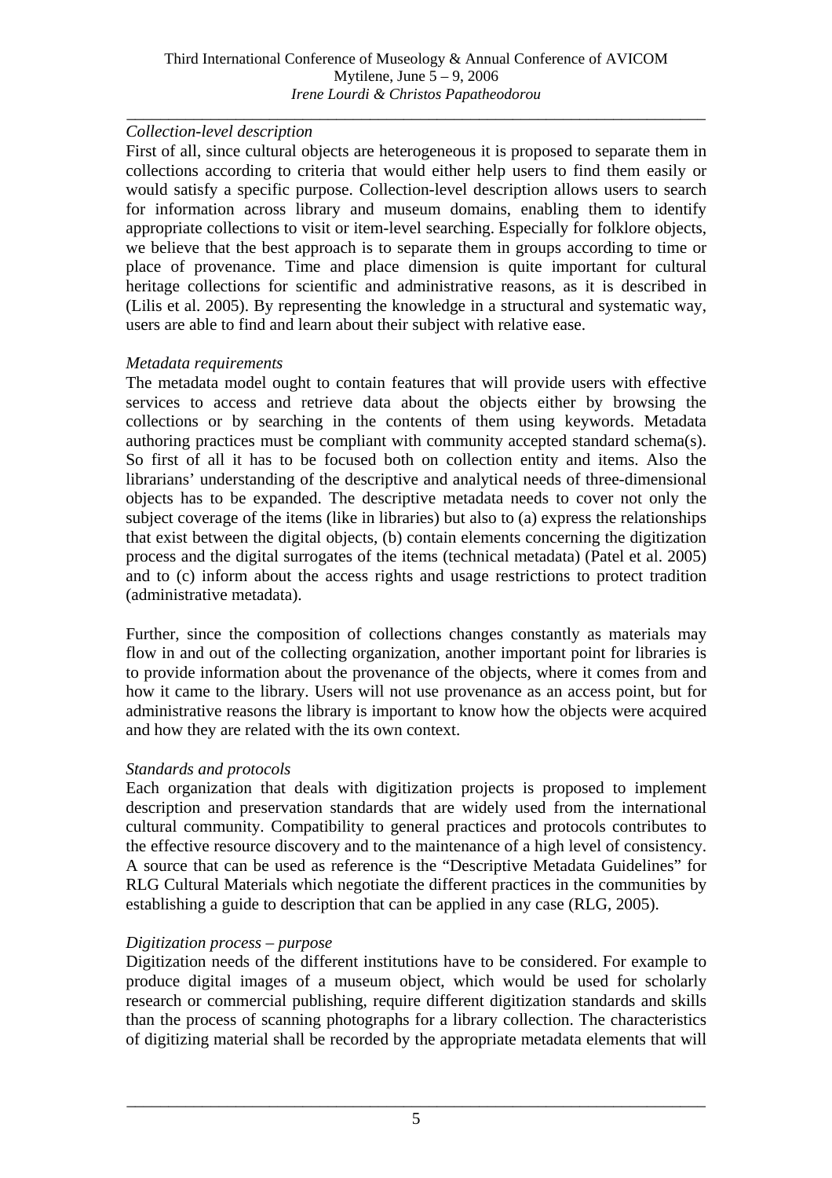*Collection-level description*

First of all, since cultural objects are heterogeneous it is proposed to separate them in collections according to criteria that would either help users to find them easily or would satisfy a specific purpose. Collection-level description allows users to search for information across library and museum domains, enabling them to identify appropriate collections to visit or item-level searching. Especially for folklore objects, we believe that the best approach is to separate them in groups according to time or place of provenance. Time and place dimension is quite important for cultural heritage collections for scientific and administrative reasons, as it is described in (Lilis et al. 2005). By representing the knowledge in a structural and systematic way, users are able to find and learn about their subject with relative ease.

*Metadata requirements*

The metadata model ought to contain features that will provide users with effective services to access and retrieve data about the objects either by browsing the collections or by searching in the contents of them using keywords. Metadata authoring practices must be compliant with community accepted standard schema(s). So first of all it has to be focused both on collection entity and items. Also the librarians' understanding of the descriptive and analytical needs of three-dimensional objects has to be expanded. The descriptive metadata needs to cover not only the subject coverage of the items (like in libraries) but also to (a) express the relationships that exist between the digital objects, (b) contain elements concerning the digitization process and the digital surrogates of the items (technical metadata) (Patel et al. 2005) and to (c) inform about the access rights and usage restrictions to protect tradition (administrative metadata).

Further, since the composition of collections changes constantly as materials may flow in and out of the collecting organization, another important point for libraries is to provide information about the provenance of the objects, where it comes from and how it came to the library. Users will not use provenance as an access point, but for administrative reasons the library is important to know how the objects were acquired and how they are related with the its own context.

*Standards and protocols*

Each organization that deals with digitization projects is proposed to implement description and preservation standards that are widely used from the international cultural community. Compatibility to general practices and protocols contributes to the effective resource discovery and to the maintenance of a high level of consistency. A source that can be used as reference is the "Descriptive Metadata Guidelines" for RLG Cultural Materials which negotiate the different practices in the communities by establishing a guide to description that can be applied in any case (RLG, 2005).

*Digitization process – purpose*

Digitization needs of the different institutions have to be considered. For example to produce digital images of a museum object, which would be used for scholarly research or commercial publishing, require different digitization standards and skills than the process of scanning photographs for a library collection. The characteristics of digitizing material shall be recorded by the appropriate metadata elements that will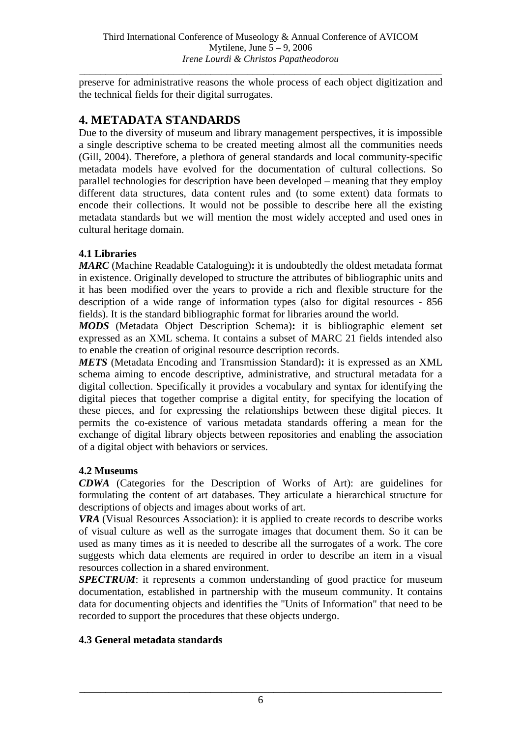preserve for administrative reasons the whole process of each object digitization and the technical fields for their digital surrogates.

## 4. METADATA STANDARDS

Due to the diversity of museum and library management perspectives, it is impossible a single descriptive schema to be created meeting almost all the communities needs (Gill, 2004). Therefore, a plethora of general standards and local community-specific metadata models have evolved for the documentation of cultural collections. So parallel technologies for description have been developed – meaning that they employ different data structures, data content rules and (to some extent) data formats to encode their collections. It would not be possible to describe here all the existing metadata standards but we will mention the most widely accepted and used ones in cultural heritage domain.

### 4.1 Libraries

***MARC*** (Machine Readable Cataloguing)**:** it is undoubtedly the oldest metadata format in existence. Originally developed to structure the attributes of bibliographic units and it has been modified over the years to provide a rich and flexible structure for the description of a wide range of information types (also for digital resources - 856 fields). It is the standard bibliographic format for libraries around the world.

***MODS*** (Metadata Object Description Schema)**:** it is bibliographic element set expressed as an XML schema. It contains a subset of MARC 21 fields intended also to enable the creation of original resource description records.

***METS*** (Metadata Encoding and Transmission Standard)**:** it is expressed as an XML schema aiming to encode descriptive, administrative, and structural metadata for a digital collection. Specifically it provides a vocabulary and syntax for identifying the digital pieces that together comprise a digital entity, for specifying the location of these pieces, and for expressing the relationships between these digital pieces. It permits the co-existence of various metadata standards offering a mean for the exchange of digital library objects between repositories and enabling the association of a digital object with behaviors or services.

### 4.2 Museums

***CDWA*** (Categories for the Description of Works of Art): are guidelines for formulating the content of art databases. They articulate a hierarchical structure for descriptions of objects and images about works of art.

***VRA*** (Visual Resources Association): it is applied to create records to describe works of visual culture as well as the surrogate images that document them. So it can be used as many times as it is needed to describe all the surrogates of a work. The core suggests which data elements are required in order to describe an item in a visual resources collection in a shared environment.

***SPECTRUM***: it represents a common understanding of good practice for museum documentation, established in partnership with the museum community. It contains data for documenting objects and identifies the "Units of Information" that need to be recorded to support the procedures that these objects undergo.

### 4.3 General metadata standards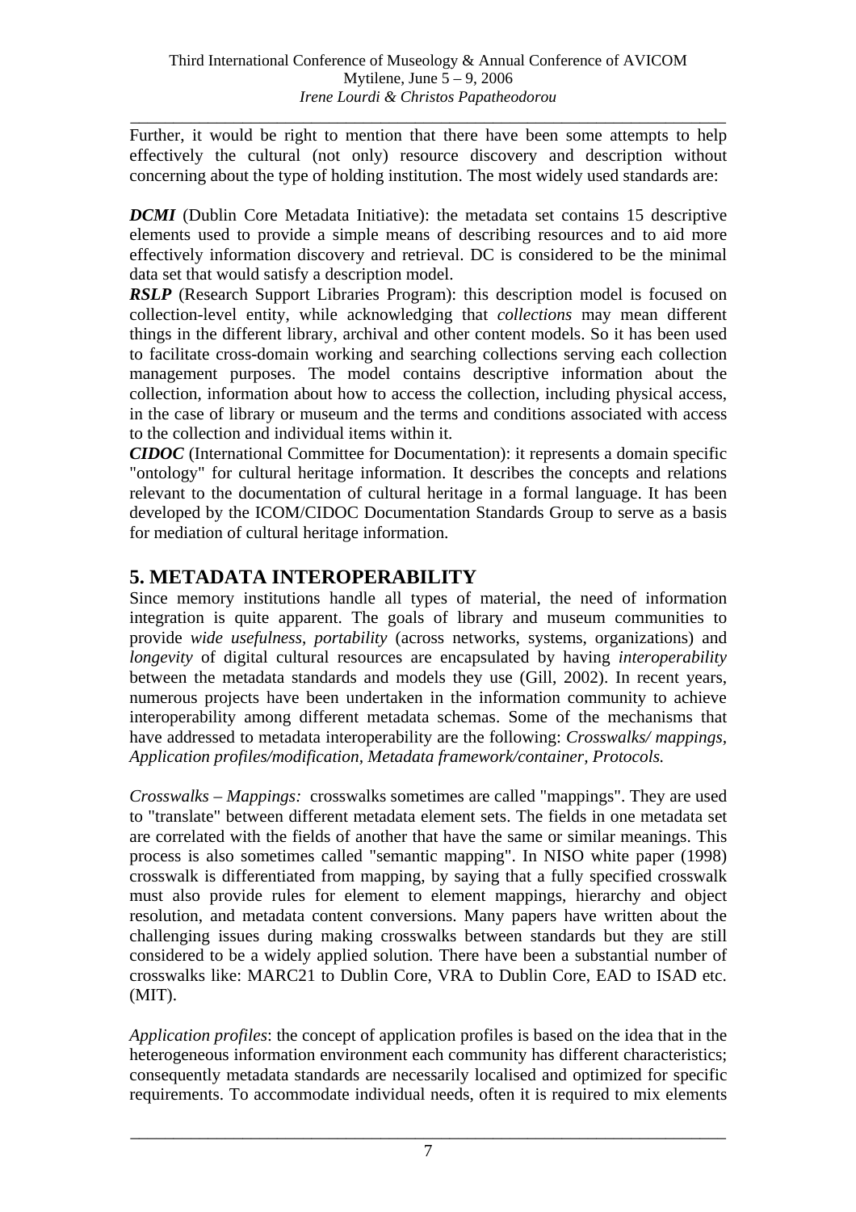Further, it would be right to mention that there have been some attempts to help effectively the cultural (not only) resource discovery and description without concerning about the type of holding institution. The most widely used standards are:

***DCMI*** (Dublin Core Metadata Initiative): the metadata set contains 15 descriptive elements used to provide a simple means of describing resources and to aid more effectively information discovery and retrieval. DC is considered to be the minimal data set that would satisfy a description model.
***RSLP*** (Research Support Libraries Program): this description model is focused on collection-level entity, while acknowledging that *collections* may mean different things in the different library, archival and other content models. So it has been used to facilitate cross-domain working and searching collections serving each collection management purposes. The model contains descriptive information about the collection, information about how to access the collection, including physical access, in the case of library or museum and the terms and conditions associated with access to the collection and individual items within it.
***CIDOC*** (International Committee for Documentation): it represents a domain specific "ontology" for cultural heritage information. It describes the concepts and relations relevant to the documentation of cultural heritage in a formal language. It has been developed by the ICOM/CIDOC Documentation Standards Group to serve as a basis for mediation of cultural heritage information.

## 5. METADATA INTEROPERABILITY

Since memory institutions handle all types of material, the need of information integration is quite apparent. The goals of library and museum communities to provide *wide usefulness*, *portability* (across networks, systems, organizations) and *longevity* of digital cultural resources are encapsulated by having *interoperability* between the metadata standards and models they use (Gill, 2002). In recent years, numerous projects have been undertaken in the information community to achieve interoperability among different metadata schemas. Some of the mechanisms that have addressed to metadata interoperability are the following: *Crosswalks/ mappings, Application profiles/modification, Metadata framework/container, Protocols.*

*Crosswalks – Mappings:* crosswalks sometimes are called "mappings". They are used to "translate" between different metadata element sets. The fields in one metadata set are correlated with the fields of another that have the same or similar meanings. This process is also sometimes called "semantic mapping". In NISO white paper (1998) crosswalk is differentiated from mapping, by saying that a fully specified crosswalk must also provide rules for element to element mappings, hierarchy and object resolution, and metadata content conversions. Many papers have written about the challenging issues during making crosswalks between standards but they are still considered to be a widely applied solution. There have been a substantial number of crosswalks like: MARC21 to Dublin Core, VRA to Dublin Core, EAD to ISAD etc. (MIT).

*Application profiles*: the concept of application profiles is based on the idea that in the heterogeneous information environment each community has different characteristics; consequently metadata standards are necessarily localised and optimized for specific requirements. To accommodate individual needs, often it is required to mix elements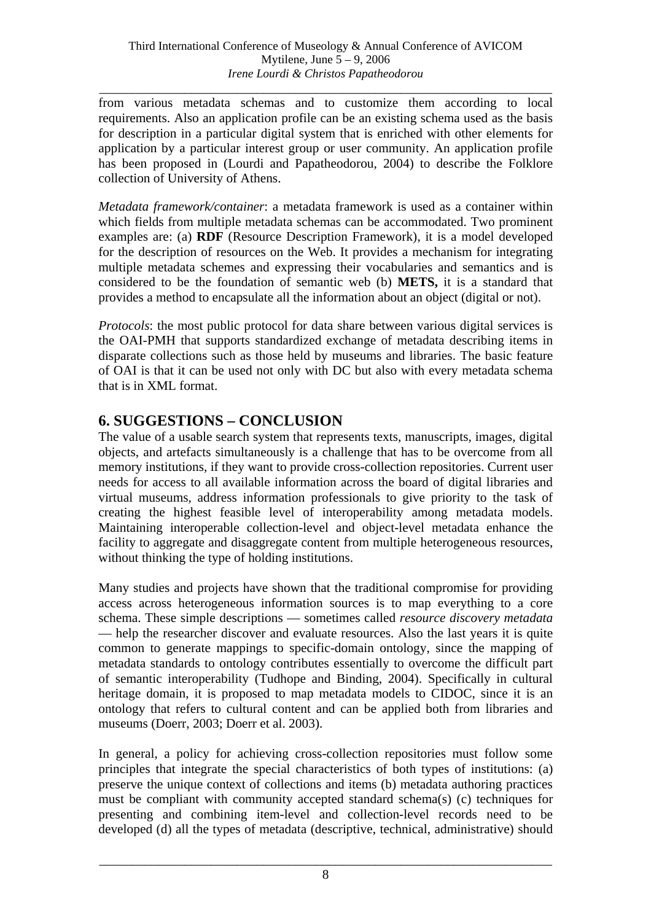from various metadata schemas and to customize them according to local requirements. Also an application profile can be an existing schema used as the basis for description in a particular digital system that is enriched with other elements for application by a particular interest group or user community. An application profile has been proposed in (Lourdi and Papatheodorou, 2004) to describe the Folklore collection of University of Athens.

*Metadata framework/container*: a metadata framework is used as a container within which fields from multiple metadata schemas can be accommodated. Two prominent examples are: (a) **RDF** (Resource Description Framework), it is a model developed for the description of resources on the Web. It provides a mechanism for integrating multiple metadata schemes and expressing their vocabularies and semantics and is considered to be the foundation of semantic web (b) **METS,** it is a standard that provides a method to encapsulate all the information about an object (digital or not).

*Protocols*: the most public protocol for data share between various digital services is the OAI-PMH that supports standardized exchange of metadata describing items in disparate collections such as those held by museums and libraries. The basic feature of OAI is that it can be used not only with DC but also with every metadata schema that is in XML format.

## 6. SUGGESTIONS – CONCLUSION

The value of a usable search system that represents texts, manuscripts, images, digital objects, and artefacts simultaneously is a challenge that has to be overcome from all memory institutions, if they want to provide cross-collection repositories. Current user needs for access to all available information across the board of digital libraries and virtual museums, address information professionals to give priority to the task of creating the highest feasible level of interoperability among metadata models. Maintaining interoperable collection-level and object-level metadata enhance the facility to aggregate and disaggregate content from multiple heterogeneous resources, without thinking the type of holding institutions.

Many studies and projects have shown that the traditional compromise for providing access across heterogeneous information sources is to map everything to a core schema. These simple descriptions — sometimes called *resource discovery metadata* — help the researcher discover and evaluate resources. Also the last years it is quite common to generate mappings to specific-domain ontology, since the mapping of metadata standards to ontology contributes essentially to overcome the difficult part of semantic interoperability (Tudhope and Binding, 2004). Specifically in cultural heritage domain, it is proposed to map metadata models to CIDOC, since it is an ontology that refers to cultural content and can be applied both from libraries and museums (Doerr, 2003; Doerr et al. 2003).

In general, a policy for achieving cross-collection repositories must follow some principles that integrate the special characteristics of both types of institutions: (a) preserve the unique context of collections and items (b) metadata authoring practices must be compliant with community accepted standard schema(s) (c) techniques for presenting and combining item-level and collection-level records need to be developed (d) all the types of metadata (descriptive, technical, administrative) should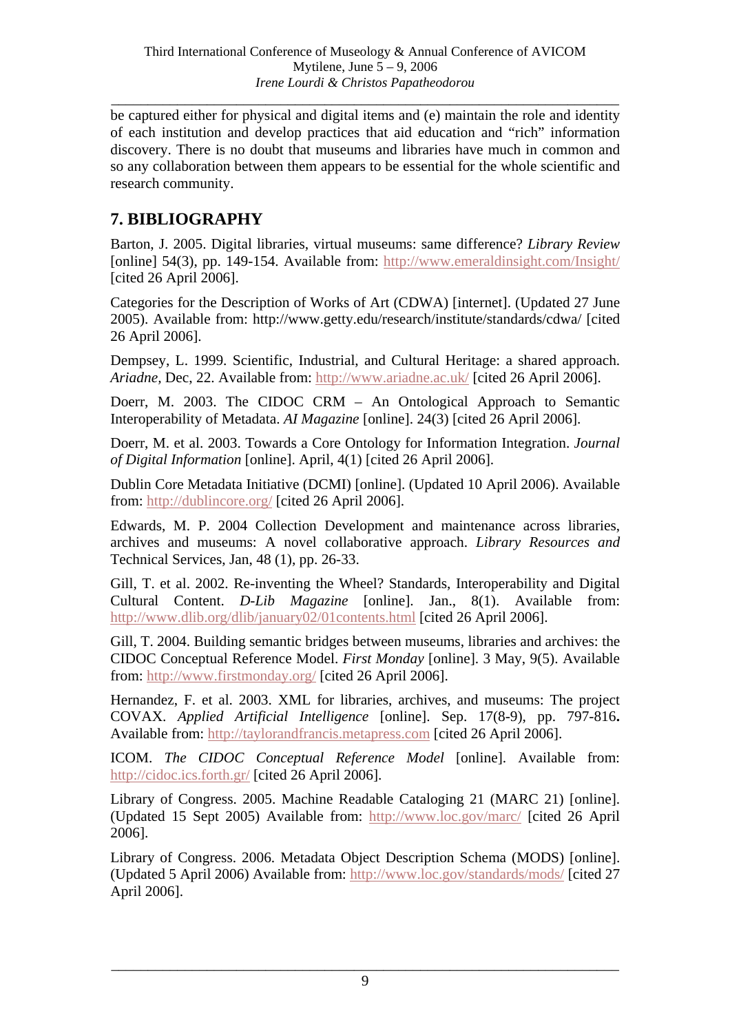be captured either for physical and digital items and (e) maintain the role and identity of each institution and develop practices that aid education and "rich" information discovery. There is no doubt that museums and libraries have much in common and so any collaboration between them appears to be essential for the whole scientific and research community.

## 7. BIBLIOGRAPHY

Barton, J. 2005. Digital libraries, virtual museums: same difference? *Library Review* [online] 54(3), pp. 149-154. Available from: http://www.emeraldinsight.com/Insight/ [cited 26 April 2006].

Categories for the Description of Works of Art (CDWA) [internet]. (Updated 27 June 2005). Available from: http://www.getty.edu/research/institute/standards/cdwa/ [cited 26 April 2006].

Dempsey, L. 1999. Scientific, Industrial, and Cultural Heritage: a shared approach. *Ariadne*, Dec, 22. Available from: http://www.ariadne.ac.uk/ [cited 26 April 2006].

Doerr, M. 2003. The CIDOC CRM – An Ontological Approach to Semantic Interoperability of Metadata. *AI Magazine* [online]. 24(3) [cited 26 April 2006].

Doerr, M. et al. 2003. Towards a Core Ontology for Information Integration. *Journal of Digital Information* [online]. April, 4(1) [cited 26 April 2006].

Dublin Core Metadata Initiative (DCMI) [online]. (Updated 10 April 2006). Available from: http://dublincore.org/ [cited 26 April 2006].

Edwards, M. P. 2004 Collection Development and maintenance across libraries, archives and museums: A novel collaborative approach. *Library Resources and* Technical Services, Jan, 48 (1), pp. 26-33.

Gill, T. et al. 2002. Re-inventing the Wheel? Standards, Interoperability and Digital Cultural Content. *D-Lib Magazine* [online]. Jan., 8(1). Available from: http://www.dlib.org/dlib/january02/01contents.html [cited 26 April 2006].

Gill, T. 2004. Building semantic bridges between museums, libraries and archives: the CIDOC Conceptual Reference Model. *First Monday* [online]. 3 May, 9(5). Available from: http://www.firstmonday.org/ [cited 26 April 2006].

Hernandez, F. et al. 2003. XML for libraries, archives, and museums: The project COVAX. *Applied Artificial Intelligence* [online]. Sep. 17(8-9), pp. 797-816**.** Available from: http://taylorandfrancis.metapress.com [cited 26 April 2006].

ICOM. *The CIDOC Conceptual Reference Model* [online]. Available from: http://cidoc.ics.forth.gr/ [cited 26 April 2006].

Library of Congress. 2005. Machine Readable Cataloging 21 (MARC 21) [online]. (Updated 15 Sept 2005) Available from: http://www.loc.gov/marc/ [cited 26 April 2006].

Library of Congress. 2006. Metadata Object Description Schema (MODS) [online]. (Updated 5 April 2006) Available from: http://www.loc.gov/standards/mods/ [cited 27 April 2006].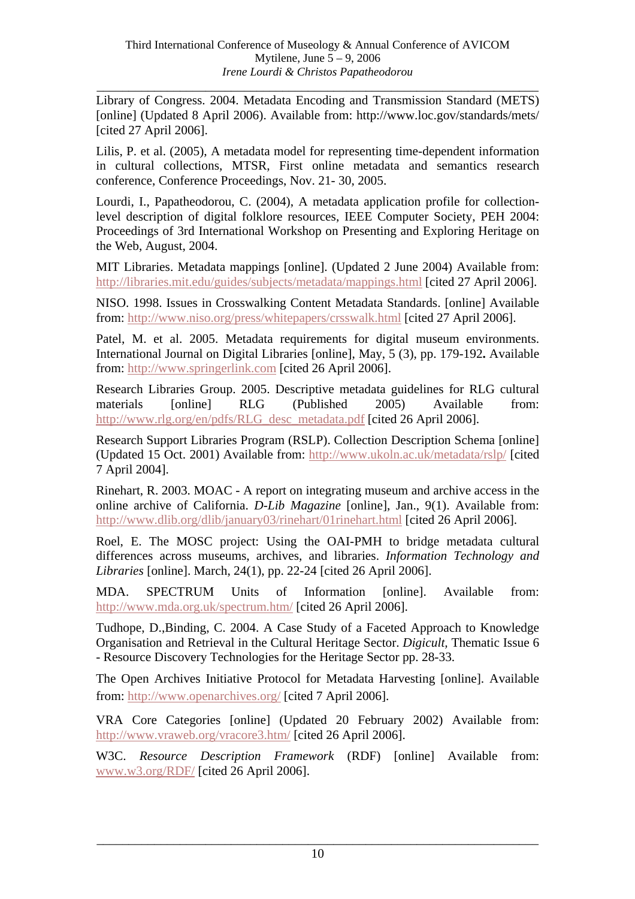Library of Congress. 2004. Metadata Encoding and Transmission Standard (METS) [online] (Updated 8 April 2006). Available from: http://www.loc.gov/standards/mets/ [cited 27 April 2006].

Lilis, P. et al. (2005), A metadata model for representing time-dependent information in cultural collections, MTSR, First online metadata and semantics research conference, Conference Proceedings, Nov. 21- 30, 2005.

Lourdi, I., Papatheodorou, C. (2004), A metadata application profile for collection-level description of digital folklore resources, IEEE Computer Society, PEH 2004: Proceedings of 3rd International Workshop on Presenting and Exploring Heritage on the Web, August, 2004.

MIT Libraries. Metadata mappings [online]. (Updated 2 June 2004) Available from: http://libraries.mit.edu/guides/subjects/metadata/mappings.html [cited 27 April 2006].

NISO. 1998. Issues in Crosswalking Content Metadata Standards. [online] Available from: http://www.niso.org/press/whitepapers/crsswalk.html [cited 27 April 2006].

Patel, M. et al. 2005. Metadata requirements for digital museum environments. International Journal on Digital Libraries [online], May, 5 (3), pp. 179-192**.** Available from: http://www.springerlink.com [cited 26 April 2006].

Research Libraries Group. 2005. Descriptive metadata guidelines for RLG cultural materials [online] RLG (Published 2005) Available from: http://www.rlg.org/en/pdfs/RLG_desc_metadata.pdf [cited 26 April 2006].

Research Support Libraries Program (RSLP). Collection Description Schema [online] (Updated 15 Oct. 2001) Available from: http://www.ukoln.ac.uk/metadata/rslp/ [cited 7 April 2004].

Rinehart, R. 2003. MOAC - A report on integrating museum and archive access in the online archive of California. *D-Lib Magazine* [online], Jan., 9(1). Available from: http://www.dlib.org/dlib/january03/rinehart/01rinehart.html [cited 26 April 2006].

Roel, E. The MOSC project: Using the OAI-PMH to bridge metadata cultural differences across museums, archives, and libraries. *Information Technology and Libraries* [online]. March, 24(1), pp. 22-24 [cited 26 April 2006].

MDA. SPECTRUM Units of Information [online]. Available from: http://www.mda.org.uk/spectrum.htm/ [cited 26 April 2006].

Tudhope, D.,Binding, C. 2004. A Case Study of a Faceted Approach to Knowledge Organisation and Retrieval in the Cultural Heritage Sector. *Digicult*, Thematic Issue 6 - Resource Discovery Technologies for the Heritage Sector pp. 28-33.

The Open Archives Initiative Protocol for Metadata Harvesting [online]. Available from: http://www.openarchives.org/ [cited 7 April 2006].

VRA Core Categories [online] (Updated 20 February 2002) Available from: http://www.vraweb.org/vracore3.htm/ [cited 26 April 2006].

W3C. *Resource Description Framework* (RDF) [online] Available from: www.w3.org/RDF/ [cited 26 April 2006].